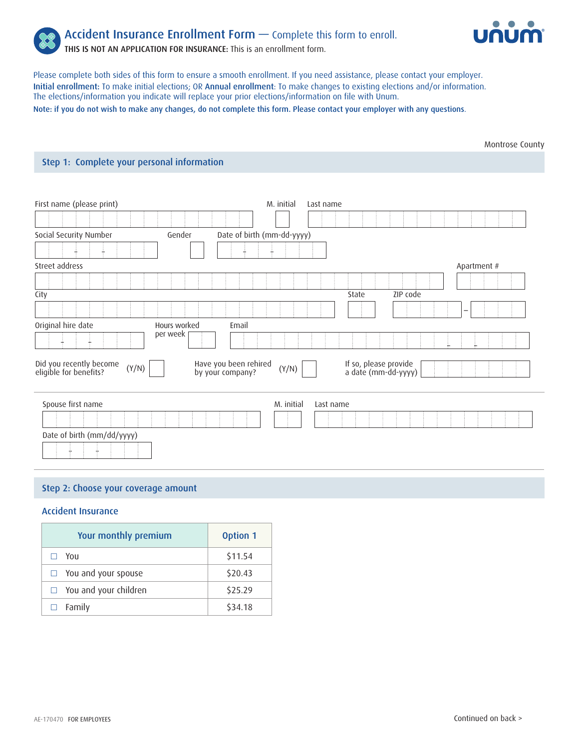# Accident Insurance Enrollment Form — Complete this form to enroll.

**THIS IS NOT AN APPLICATION FOR INSURANCE:** This is an enrollment form.

Please complete both sides of this form to ensure a smooth enrollment. If you need assistance, please contact your employer.
**Initial enrollment:** To make initial elections; OR **Annual enrollment**: To make changes to existing elections and/or information. The elections/information you indicate will replace your prior elections/information on file with Unum.

**Note: if you do not wish to make any changes, do not complete this form. Please contact your employer with any questions.**

Montrose County

## Step 1: Complete your personal information

First name (please print) | M. initial | Last name

Social Security Number | Gender | Date of birth (mm-dd-yyyy)

Street address | Apartment #

City | State | ZIP code

Original hire date | Hours worked per week | Email

Did you recently become eligible for benefits? (Y/N) | Have you been rehired by your company? (Y/N) | If so, please provide a date (mm-dd-yyyy)

Spouse first name | M. initial | Last name

Date of birth (mm/dd/yyyy)

## Step 2: Choose your coverage amount

### Accident Insurance

| Your monthly premium | Option 1 |
|---|---|
| ☐ You | $11.54 |
| ☐ You and your spouse | $20.43 |
| ☐ You and your children | $25.29 |
| ☐ Family | $34.18 |

AE-170470 FOR EMPLOYEES

Continued on back >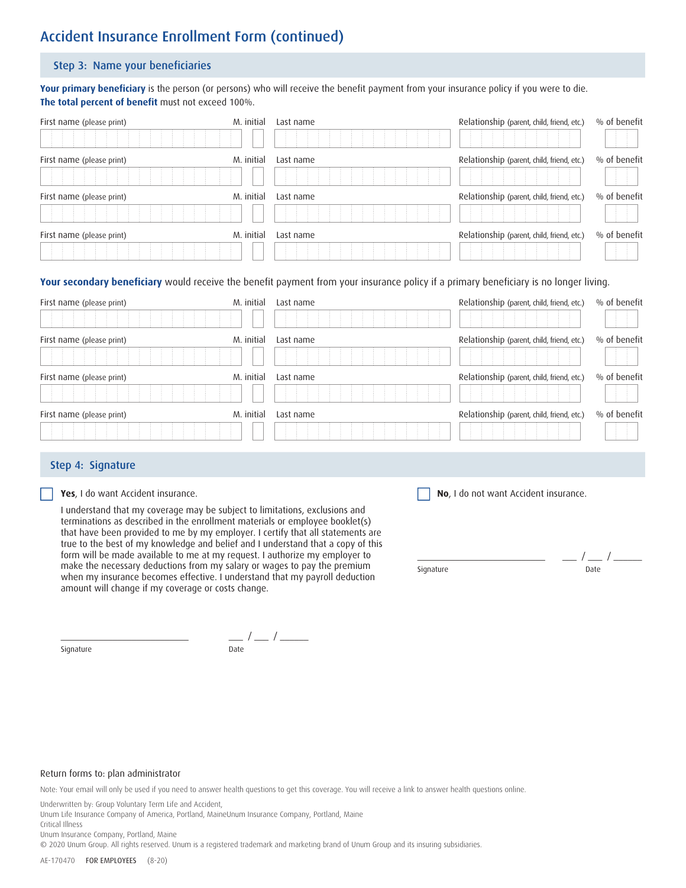## Accident Insurance Enrollment Form (continued)

### Step 3: Name your beneficiaries

**Your primary beneficiary** is the person (or persons) who will receive the benefit payment from your insurance policy if you were to die.
**The total percent of benefit** must not exceed 100%.

| First name (please print) | M. initial | Last name | Relationship (parent, child, friend, etc.) | % of benefit |
|---|---|---|---|---|
| | | | | |
| | | | | |
| | | | | |
| | | | | |

**Your secondary beneficiary** would receive the benefit payment from your insurance policy if a primary beneficiary is no longer living.

| First name (please print) | M. initial | Last name | Relationship (parent, child, friend, etc.) | % of benefit |
|---|---|---|---|---|
| | | | | |
| | | | | |
| | | | | |
| | | | | |

### Step 4: Signature

☐ **Yes**, I do want Accident insurance.

I understand that my coverage may be subject to limitations, exclusions and terminations as described in the enrollment materials or employee booklet(s) that have been provided to me by my employer. I certify that all statements are true to the best of my knowledge and belief and I understand that a copy of this form will be made available to me at my request. I authorize my employer to make the necessary deductions from my salary or wages to pay the premium when my insurance becomes effective. I understand that my payroll deduction amount will change if my coverage or costs change.

________________________ ___ / ___ / _____
Signature Date

☐ **No**, I do not want Accident insurance.

________________________ ___ / ___ / _____
Signature Date

Return forms to: plan administrator

Note: Your email will only be used if you need to answer health questions to get this coverage. You will receive a link to answer health questions online.

Underwritten by: Group Voluntary Term Life and Accident,
Unum Life Insurance Company of America, Portland, MaineUnum Insurance Company, Portland, Maine
Critical Illness
Unum Insurance Company, Portland, Maine
© 2020 Unum Group. All rights reserved. Unum is a registered trademark and marketing brand of Unum Group and its insuring subsidiaries.

AE-170470 FOR EMPLOYEES (8-20)